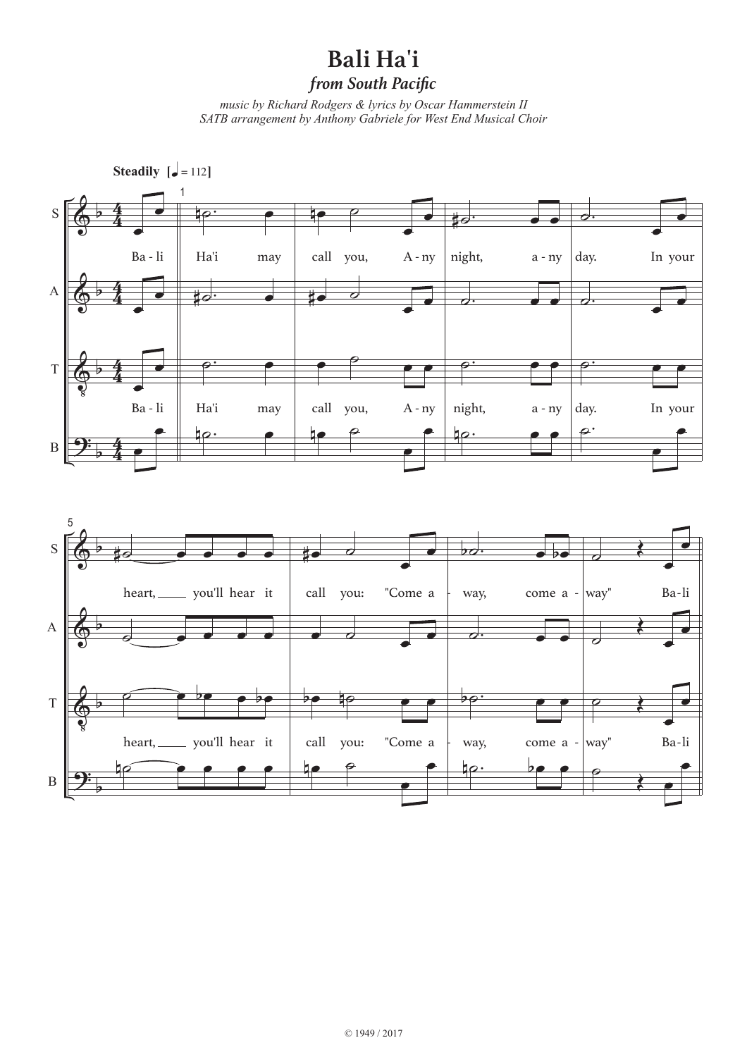# Bali Ha'i

## *from South Pacific*

*music by Richard Rodgers & lyrics by Oscar Hammerstein II*
*SATB arrangement by Anthony Gabriele for West End Musical Choir*

© 1949 / 2017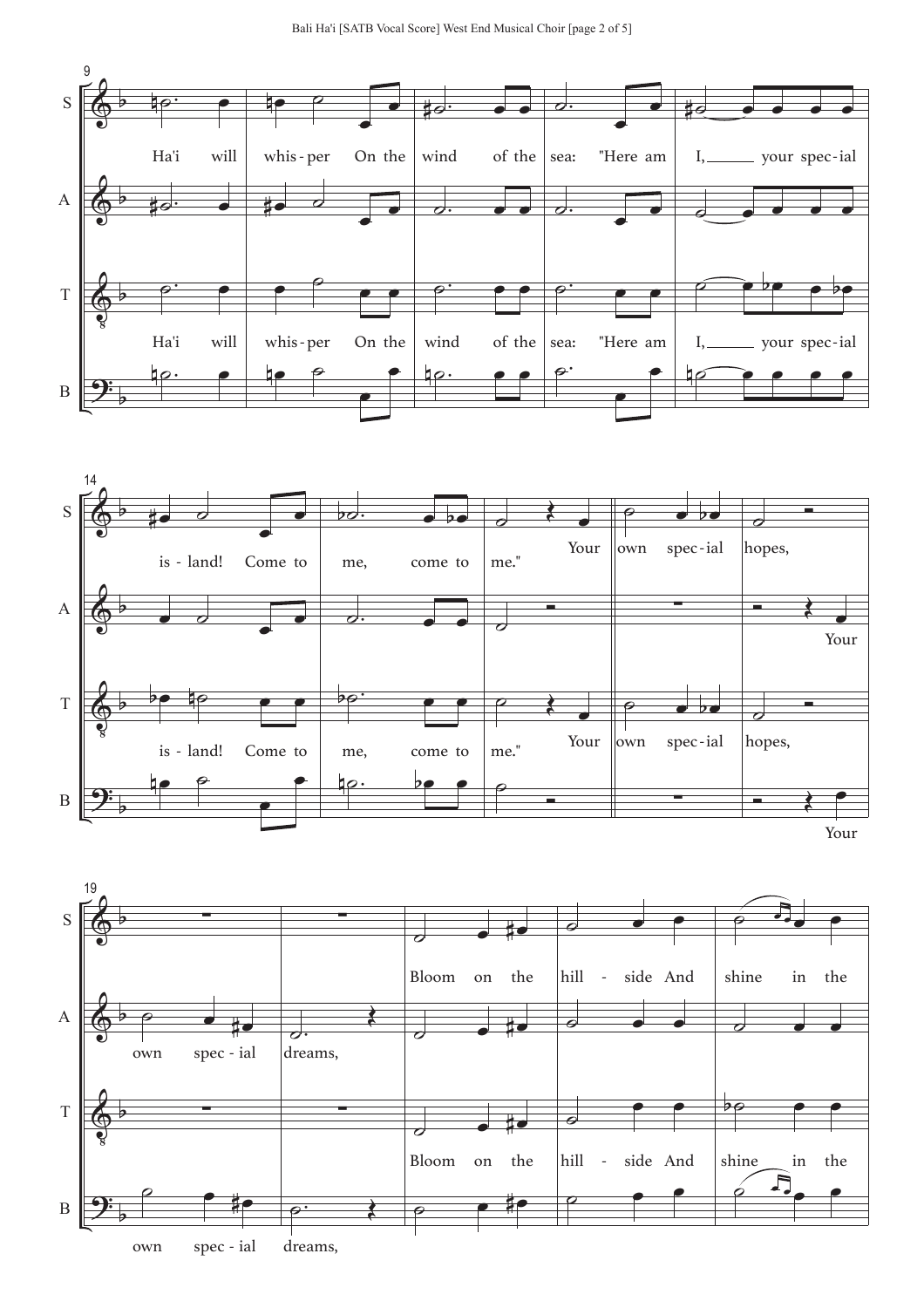9

S: Ha'i will whis - per On the wind of the sea: "Here am I, ___ your spec - ial

A:

T: Ha'i will whis - per On the wind of the sea: "Here am I, ___ your spec - ial

B:

14

S: is - land! Come to me, come to me." Your own spec - ial hopes,

A: Your

T: is - land! Come to me, come to me." Your own spec - ial hopes,

B: Your

19

S: Bloom on the hill - side And shine in the

A: own spec - ial dreams,

T: Bloom on the hill - side And shine in the

B: own spec - ial dreams,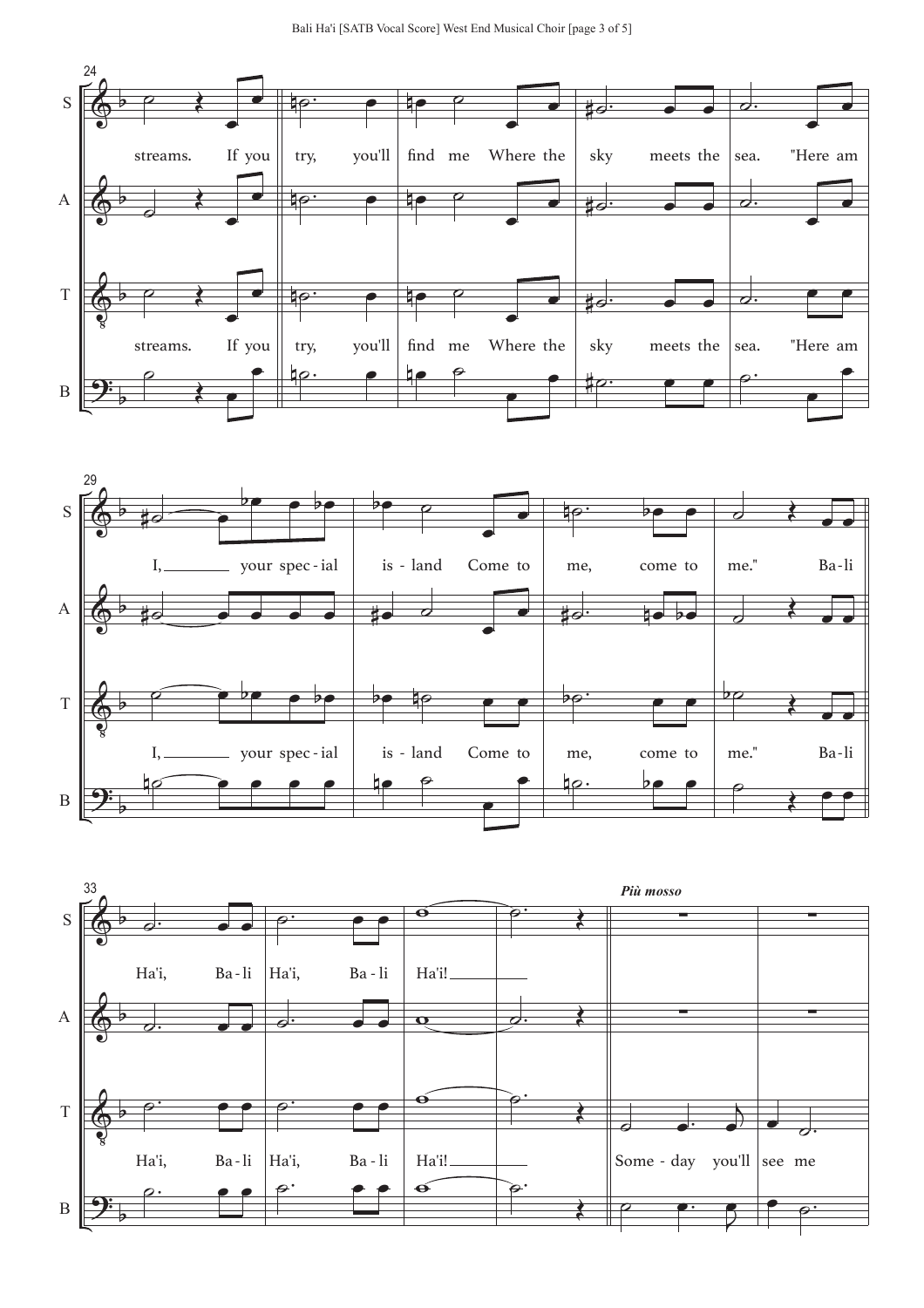S: streams. If you try, you'll find me Where the sky meets the sea. "Here am

T: streams. If you try, you'll find me Where the sky meets the sea. "Here am

S: I, your spec - ial is - land Come to me, come to me." Ba - li

T: I, your spec - ial is - land Come to me, come to me." Ba - li

S: Ha'i, Ba - li Ha'i, Ba - li Ha'i!

T: Ha'i, Ba - li Ha'i, Ba - li Ha'i!

***Più mosso***

T: Some - day you'll see me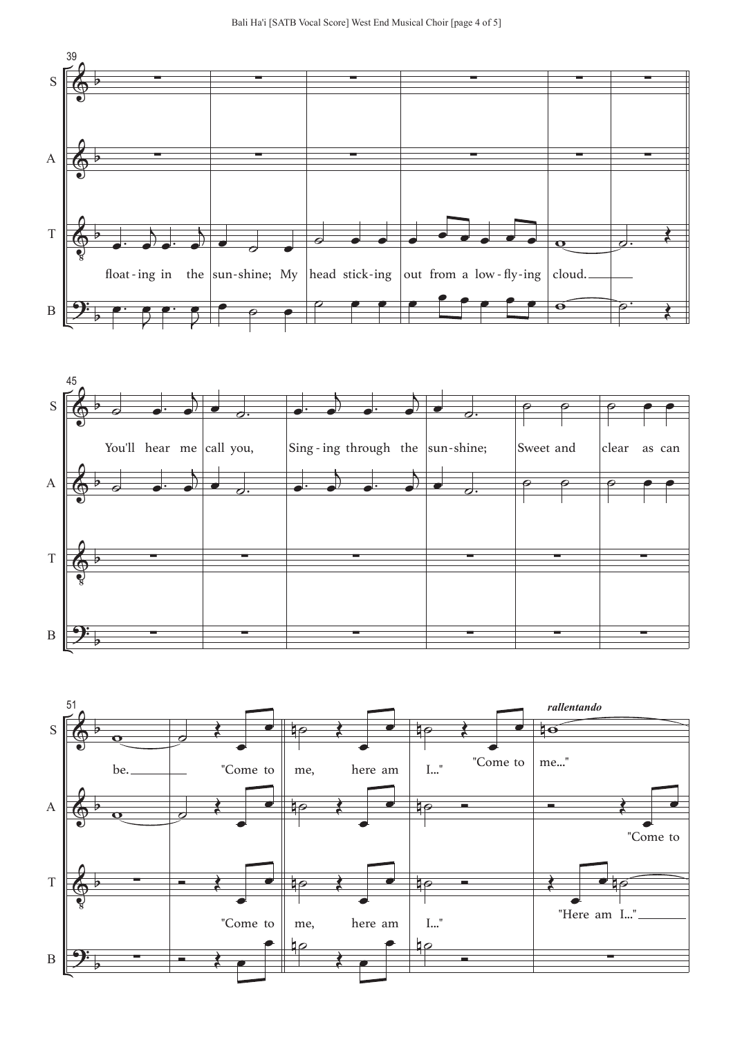39

S

A

T

B

float - ing in the sun-shine; My head stick-ing out from a low - fly - ing cloud.

45

You'll hear me call you, Sing - ing through the sun-shine; Sweet and clear as can

51

*rallentando*

be. "Come to me, here am I..." "Come to me..."

"Come to

"Come to me, here am I..." "Here am I..."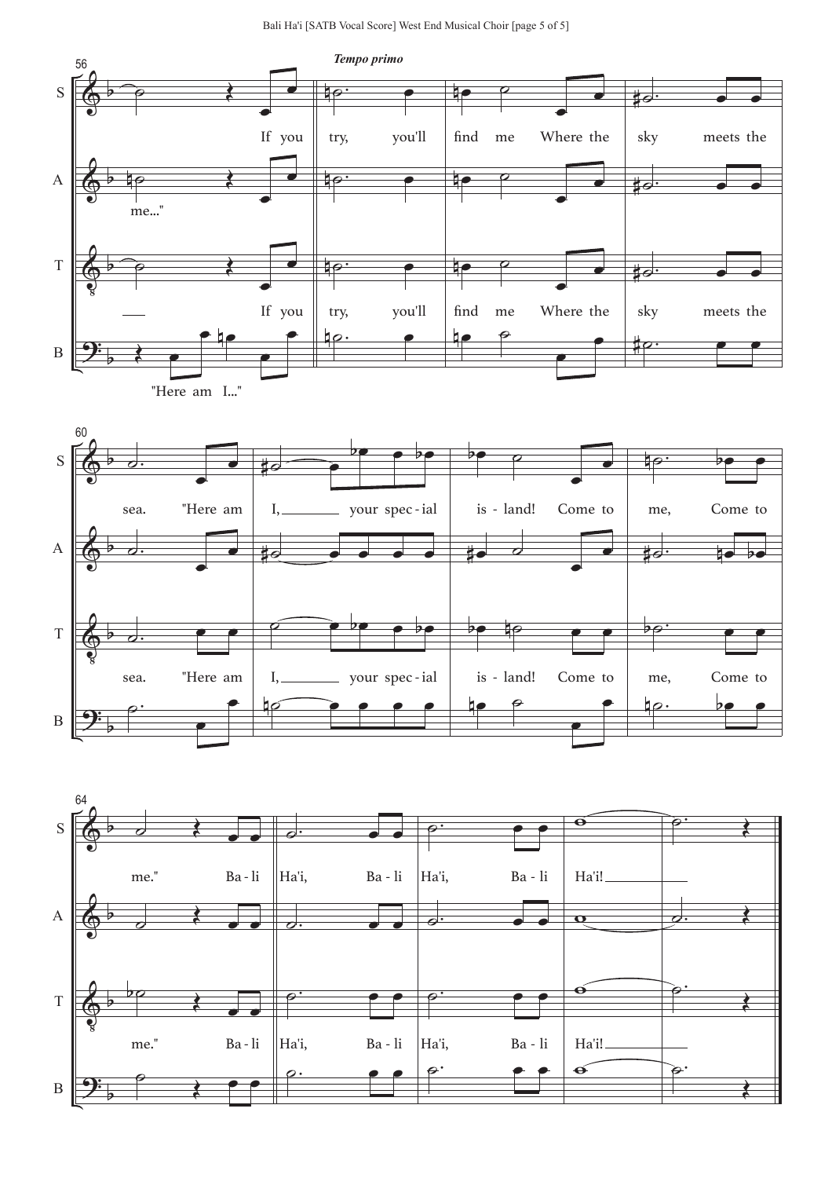*Tempo primo*

S: If you try, you'll find me Where the sky meets the

A: me..."

T: If you try, you'll find me Where the sky meets the

B: "Here am I..."

S: sea. "Here am I, your spec - ial is - land! Come to me, Come to

T: sea. "Here am I, your spec - ial is - land! Come to me, Come to

S: me." Ba - li Ha'i, Ba - li Ha'i, Ba - li Ha'i!

T: me." Ba - li Ha'i, Ba - li Ha'i, Ba - li Ha'i!